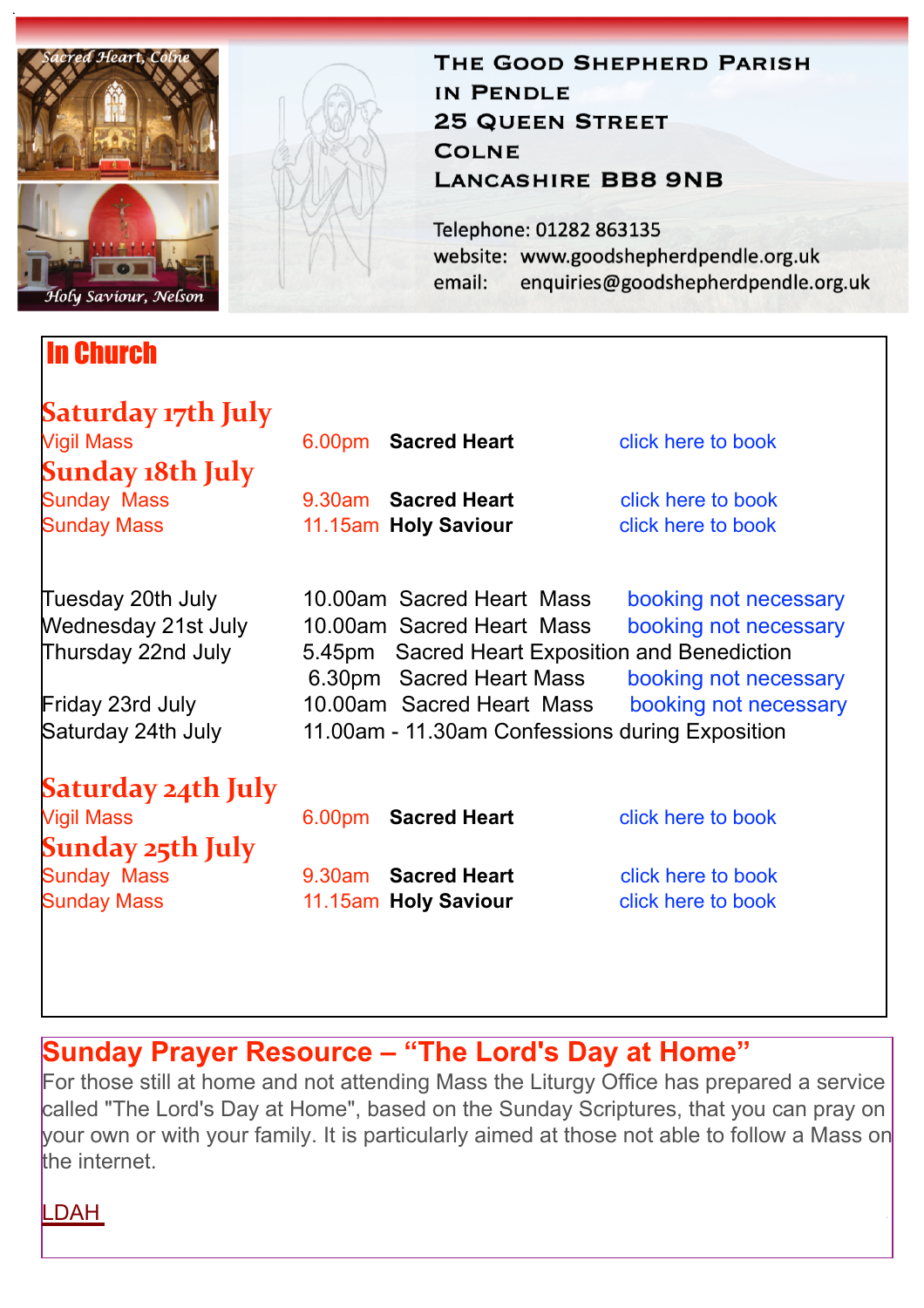Sacred Heart, Colne

Holy Saviour, Nelson

# The Good Shepherd Parish in Pendle

25 Queen Street
Colne
Lancashire BB8 9NB

Telephone: 01282 863135
website: www.goodshepherdpendle.org.uk
email: enquiries@goodshepherdpendle.org.uk

## In Church

### Saturday 17th July

| | | | |
|---|---|---|---|
| Vigil Mass | 6.00pm | **Sacred Heart** | click here to book |

### Sunday 18th July

| | | | |
|---|---|---|---|
| Sunday Mass | 9.30am | **Sacred Heart** | click here to book |
| Sunday Mass | 11.15am | **Holy Saviour** | click here to book |

| | | |
|---|---|---|
| Tuesday 20th July | 10.00am Sacred Heart Mass | booking not necessary |
| Wednesday 21st July | 10.00am Sacred Heart Mass | booking not necessary |
| Thursday 22nd July | 5.45pm Sacred Heart Exposition and Benediction | |
| | 6.30pm Sacred Heart Mass | booking not necessary |
| Friday 23rd July | 10.00am Sacred Heart Mass | booking not necessary |
| Saturday 24th July | 11.00am - 11.30am Confessions during Exposition | |

### Saturday 24th July

| | | | |
|---|---|---|---|
| Vigil Mass | 6.00pm | **Sacred Heart** | click here to book |

### Sunday 25th July

| | | | |
|---|---|---|---|
| Sunday Mass | 9.30am | **Sacred Heart** | click here to book |
| Sunday Mass | 11.15am | **Holy Saviour** | click here to book |

## Sunday Prayer Resource – "The Lord's Day at Home"

For those still at home and not attending Mass the Liturgy Office has prepared a service called "The Lord's Day at Home", based on the Sunday Scriptures, that you can pray on your own or with your family. It is particularly aimed at those not able to follow a Mass on the internet.

LDAH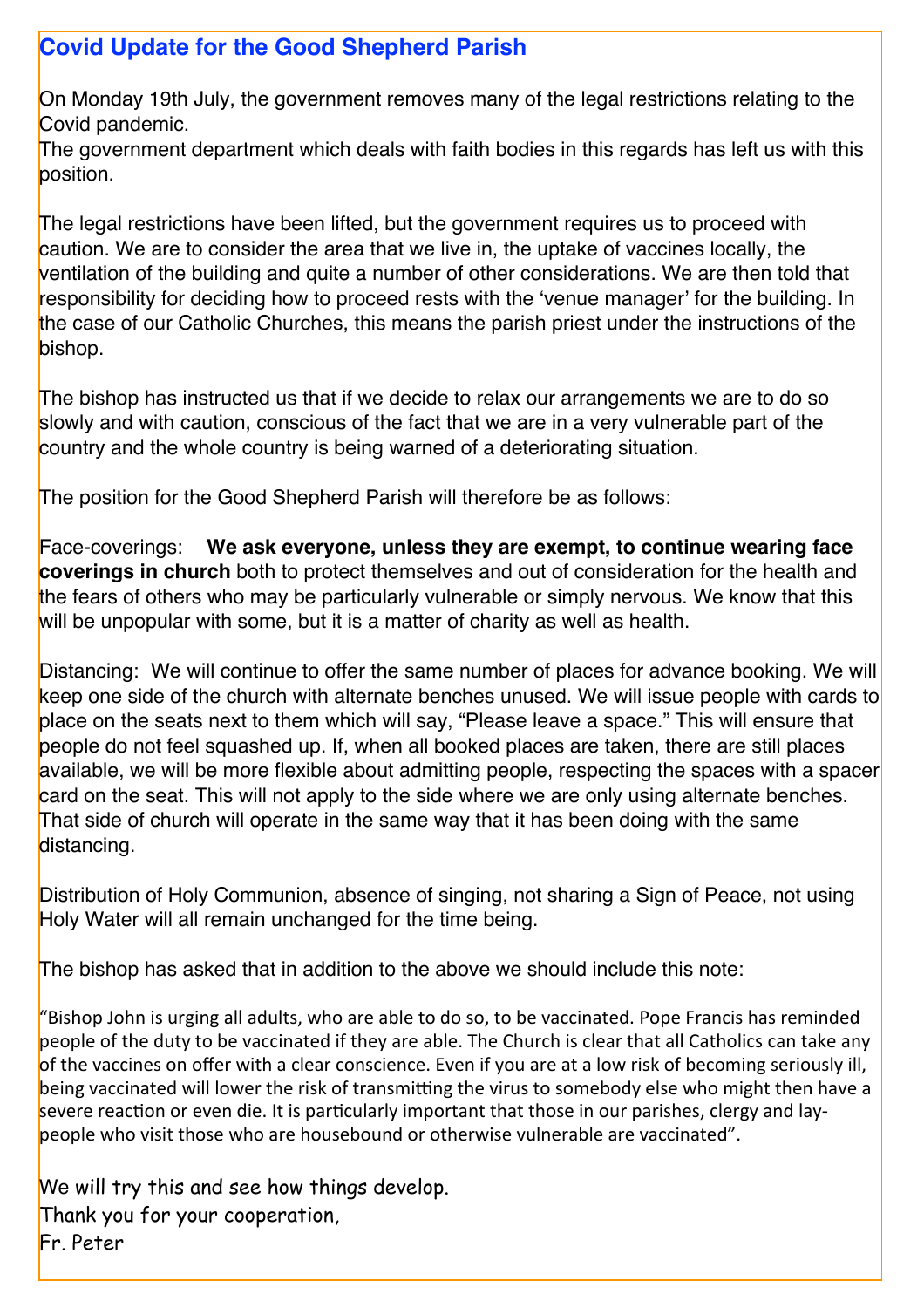## Covid Update for the Good Shepherd Parish

On Monday 19th July, the government removes many of the legal restrictions relating to the Covid pandemic.
The government department which deals with faith bodies in this regards has left us with this position.

The legal restrictions have been lifted, but the government requires us to proceed with caution. We are to consider the area that we live in, the uptake of vaccines locally, the ventilation of the building and quite a number of other considerations. We are then told that responsibility for deciding how to proceed rests with the 'venue manager' for the building. In the case of our Catholic Churches, this means the parish priest under the instructions of the bishop.

The bishop has instructed us that if we decide to relax our arrangements we are to do so slowly and with caution, conscious of the fact that we are in a very vulnerable part of the country and the whole country is being warned of a deteriorating situation.

The position for the Good Shepherd Parish will therefore be as follows:

Face-coverings: **We ask everyone, unless they are exempt, to continue wearing face coverings in church** both to protect themselves and out of consideration for the health and the fears of others who may be particularly vulnerable or simply nervous. We know that this will be unpopular with some, but it is a matter of charity as well as health.

Distancing: We will continue to offer the same number of places for advance booking. We will keep one side of the church with alternate benches unused. We will issue people with cards to place on the seats next to them which will say, "Please leave a space." This will ensure that people do not feel squashed up. If, when all booked places are taken, there are still places available, we will be more flexible about admitting people, respecting the spaces with a spacer card on the seat. This will not apply to the side where we are only using alternate benches. That side of church will operate in the same way that it has been doing with the same distancing.

Distribution of Holy Communion, absence of singing, not sharing a Sign of Peace, not using Holy Water will all remain unchanged for the time being.

The bishop has asked that in addition to the above we should include this note:

"Bishop John is urging all adults, who are able to do so, to be vaccinated. Pope Francis has reminded people of the duty to be vaccinated if they are able. The Church is clear that all Catholics can take any of the vaccines on offer with a clear conscience. Even if you are at a low risk of becoming seriously ill, being vaccinated will lower the risk of transmitting the virus to somebody else who might then have a severe reaction or even die. It is particularly important that those in our parishes, clergy and lay-people who visit those who are housebound or otherwise vulnerable are vaccinated".

We will try this and see how things develop.
Thank you for your cooperation,
Fr. Peter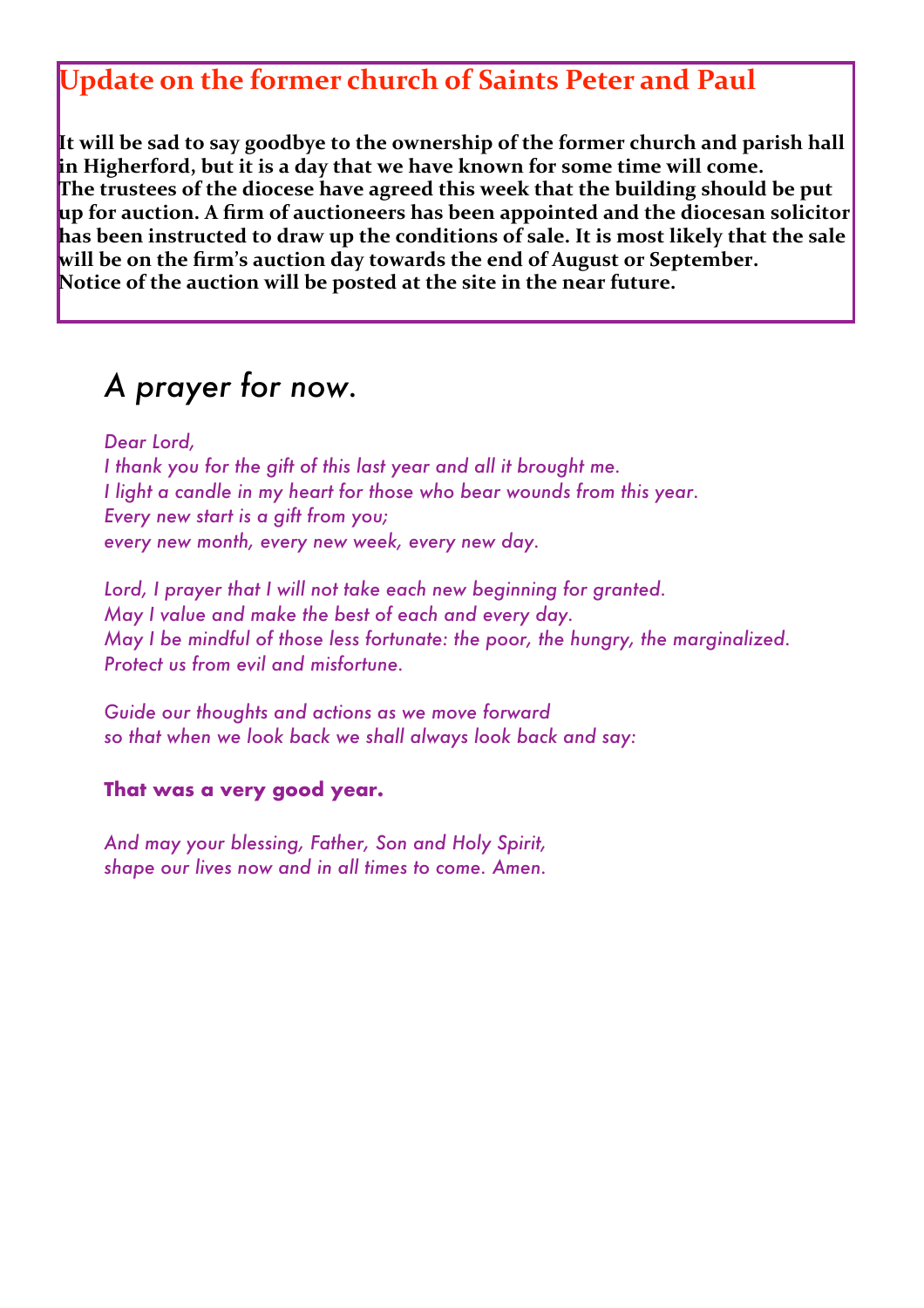## Update on the former church of Saints Peter and Paul

**It will be sad to say goodbye to the ownership of the former church and parish hall in Higherford, but it is a day that we have known for some time will come. The trustees of the diocese have agreed this week that the building should be put up for auction. A firm of auctioneers has been appointed and the diocesan solicitor has been instructed to draw up the conditions of sale. It is most likely that the sale will be on the firm's auction day towards the end of August or September. Notice of the auction will be posted at the site in the near future.**

# *A prayer for now.*

*Dear Lord,*
*I thank you for the gift of this last year and all it brought me.*
*I light a candle in my heart for those who bear wounds from this year.*
*Every new start is a gift from you;*
*every new month, every new week, every new day.*

*Lord, I prayer that I will not take each new beginning for granted.*
*May I value and make the best of each and every day.*
*May I be mindful of those less fortunate: the poor, the hungry, the marginalized.*
*Protect us from evil and misfortune.*

*Guide our thoughts and actions as we move forward*
*so that when we look back we shall always look back and say:*

**That was a very good year.**

*And may your blessing, Father, Son and Holy Spirit,*
*shape our lives now and in all times to come. Amen.*